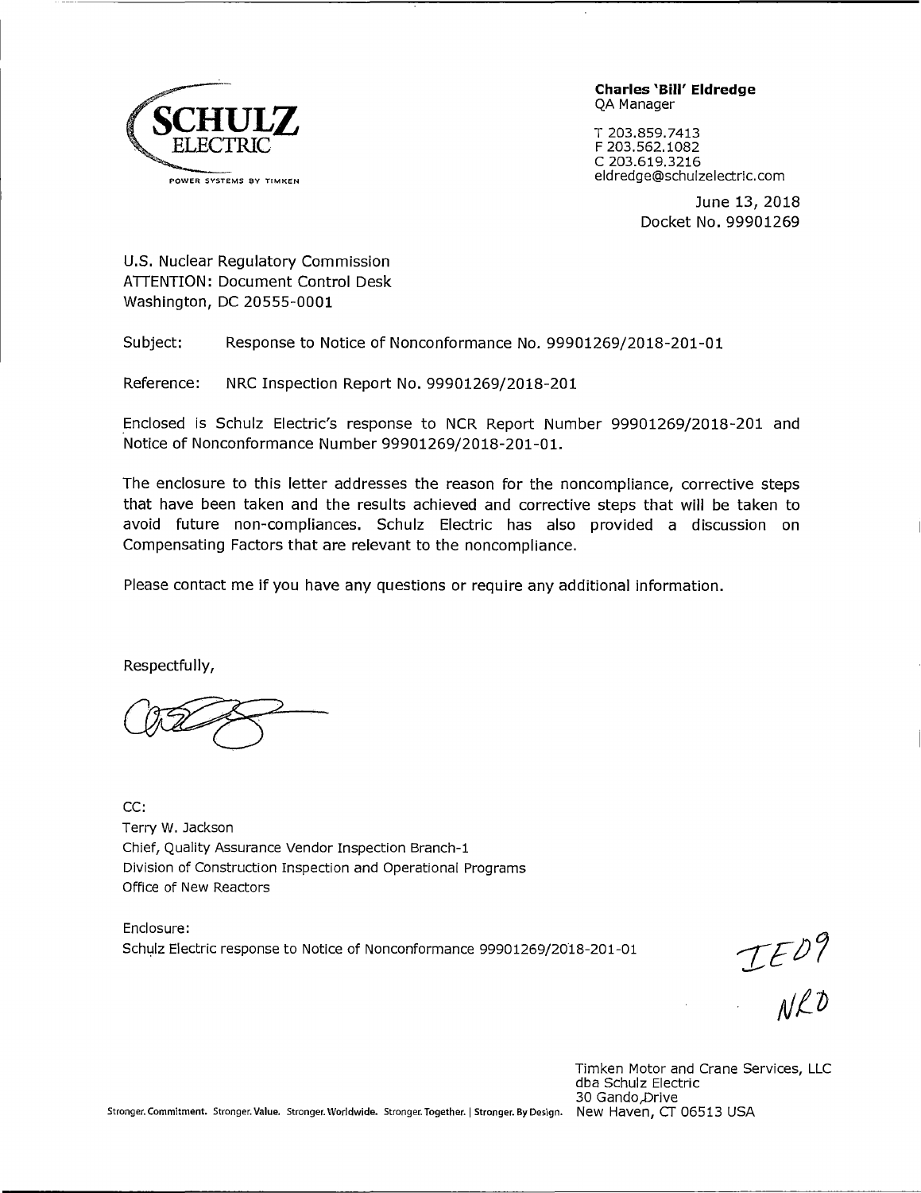SCHULZ ELECTRIC
POWER SYSTEMS BY TIMKEN

**Charles 'Bill' Eldredge**
QA Manager

T 203.859.7413
F 203.562.1082
C 203.619.3216
eldredge@schulzelectric.com

June 13, 2018
Docket No. 99901269

U.S. Nuclear Regulatory Commission
ATTENTION: Document Control Desk
Washington, DC 20555-0001

Subject: Response to Notice of Nonconformance No. 99901269/2018-201-01

Reference: NRC Inspection Report No. 99901269/2018-201

Enclosed is Schulz Electric's response to NCR Report Number 99901269/2018-201 and Notice of Nonconformance Number 99901269/2018-201-01.

The enclosure to this letter addresses the reason for the noncompliance, corrective steps that have been taken and the results achieved and corrective steps that will be taken to avoid future non-compliances. Schulz Electric has also provided a discussion on Compensating Factors that are relevant to the noncompliance.

Please contact me if you have any questions or require any additional information.

Respectfully,

CC:
Terry W. Jackson
Chief, Quality Assurance Vendor Inspection Branch-1
Division of Construction Inspection and Operational Programs
Office of New Reactors

Enclosure:
Schulz Electric response to Notice of Nonconformance 99901269/2018-201-01

IE09
NRO

Timken Motor and Crane Services, LLC
dba Schulz Electric
30 Gando Drive
New Haven, CT 06513 USA

Stronger. Commitment. Stronger. Value. Stronger. Worldwide. Stronger. Together. | Stronger. By Design.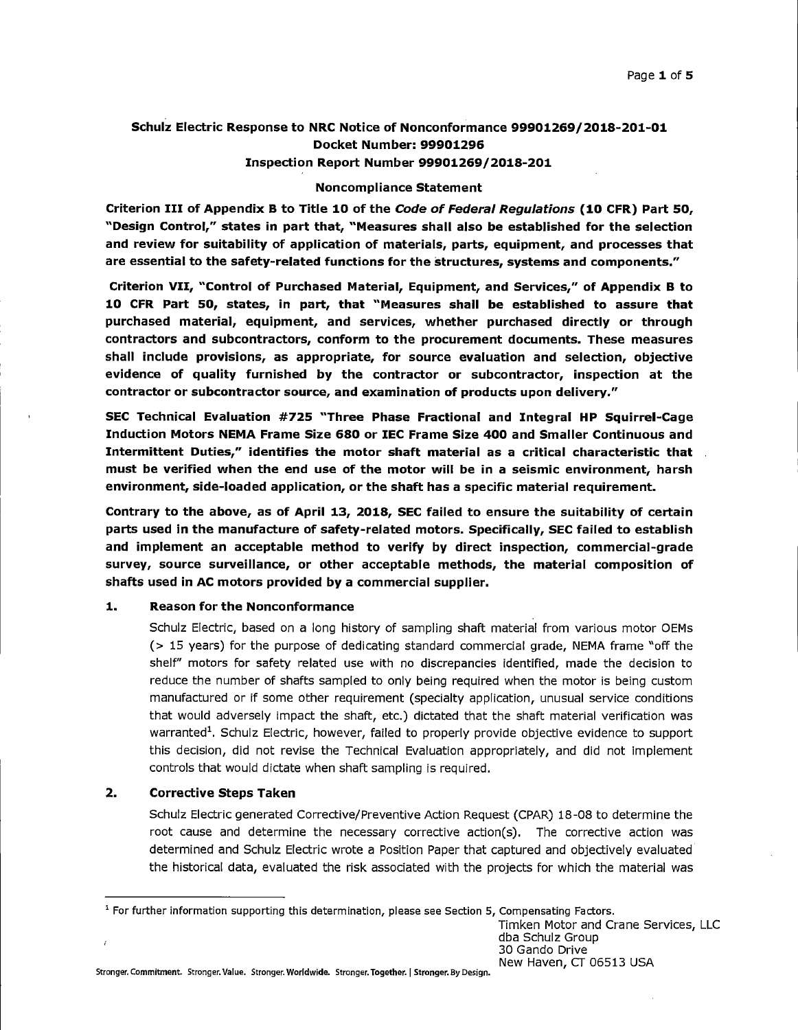**Schulz Electric Response to NRC Notice of Nonconformance 99901269/2018-201-01**
**Docket Number: 99901296**
**Inspection Report Number 99901269/2018-201**

**Noncompliance Statement**

**Criterion III of Appendix B to Title 10 of the *Code of Federal Regulations* (10 CFR) Part 50, "Design Control," states in part that, "Measures shall also be established for the selection and review for suitability of application of materials, parts, equipment, and processes that are essential to the safety-related functions for the structures, systems and components."**

**Criterion VII, "Control of Purchased Material, Equipment, and Services," of Appendix B to 10 CFR Part 50, states, in part, that "Measures shall be established to assure that purchased material, equipment, and services, whether purchased directly or through contractors and subcontractors, conform to the procurement documents. These measures shall include provisions, as appropriate, for source evaluation and selection, objective evidence of quality furnished by the contractor or subcontractor, inspection at the contractor or subcontractor source, and examination of products upon delivery."**

**SEC Technical Evaluation #725 "Three Phase Fractional and Integral HP Squirrel-Cage Induction Motors NEMA Frame Size 680 or IEC Frame Size 400 and Smaller Continuous and Intermittent Duties," identifies the motor shaft material as a critical characteristic that must be verified when the end use of the motor will be in a seismic environment, harsh environment, side-loaded application, or the shaft has a specific material requirement.**

**Contrary to the above, as of April 13, 2018, SEC failed to ensure the suitability of certain parts used in the manufacture of safety-related motors. Specifically, SEC failed to establish and implement an acceptable method to verify by direct inspection, commercial-grade survey, source surveillance, or other acceptable methods, the material composition of shafts used in AC motors provided by a commercial supplier.**

## 1. Reason for the Nonconformance

Schulz Electric, based on a long history of sampling shaft material from various motor OEMs (> 15 years) for the purpose of dedicating standard commercial grade, NEMA frame "off the shelf" motors for safety related use with no discrepancies identified, made the decision to reduce the number of shafts sampled to only being required when the motor is being custom manufactured or if some other requirement (specialty application, unusual service conditions that would adversely impact the shaft, etc.) dictated that the shaft material verification was warranted[1]. Schulz Electric, however, failed to properly provide objective evidence to support this decision, did not revise the Technical Evaluation appropriately, and did not implement controls that would dictate when shaft sampling is required.

## 2. Corrective Steps Taken

Schulz Electric generated Corrective/Preventive Action Request (CPAR) 18-08 to determine the root cause and determine the necessary corrective action(s). The corrective action was determined and Schulz Electric wrote a Position Paper that captured and objectively evaluated the historical data, evaluated the risk associated with the projects for which the material was

[1] For further information supporting this determination, please see Section 5, Compensating Factors.

Timken Motor and Crane Services, LLC
dba Schulz Group
30 Gando Drive
New Haven, CT 06513 USA

Stronger. Commitment. Stronger. Value. Stronger. Worldwide. Stronger. Together. | Stronger. By Design.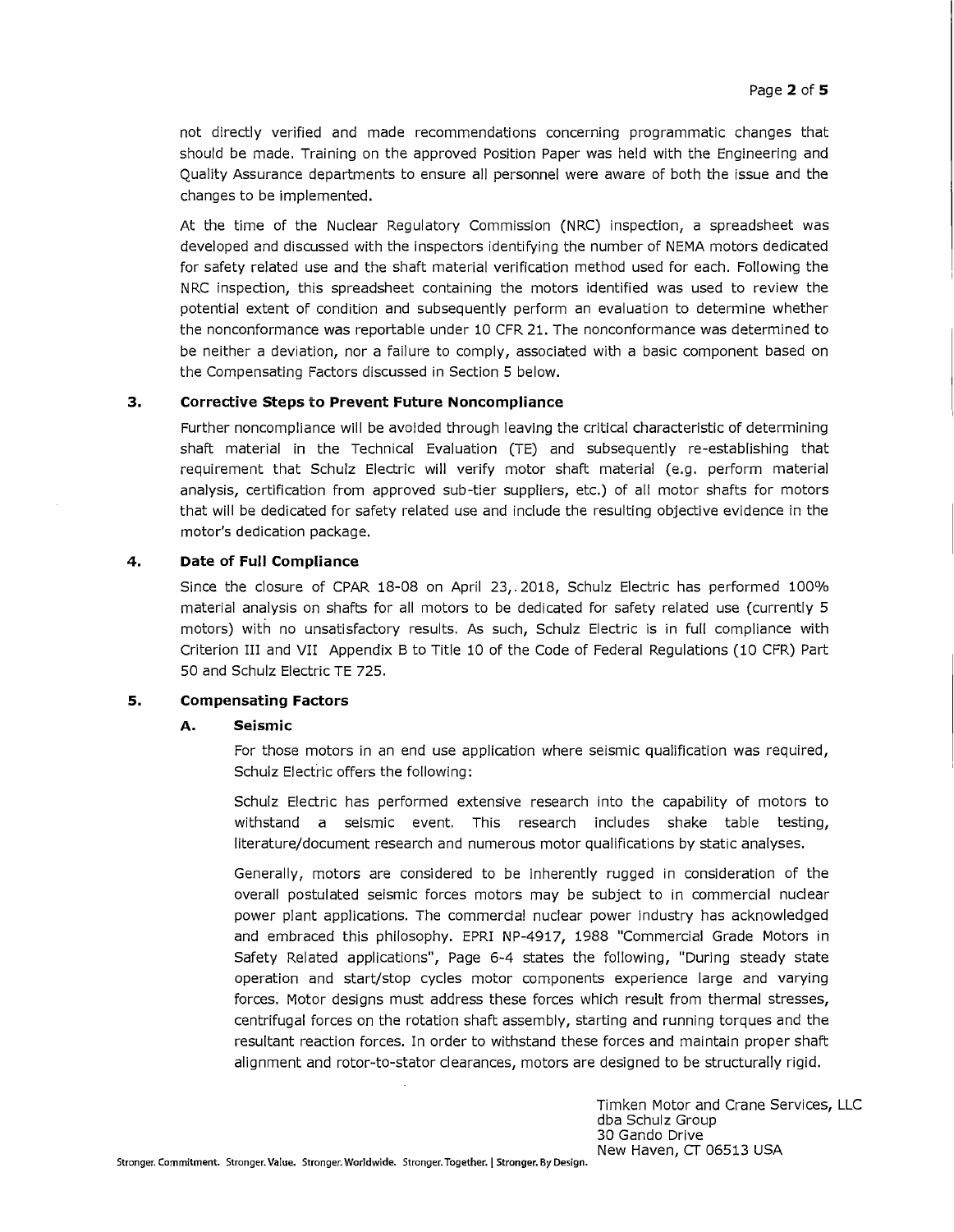not directly verified and made recommendations concerning programmatic changes that should be made. Training on the approved Position Paper was held with the Engineering and Quality Assurance departments to ensure all personnel were aware of both the issue and the changes to be implemented.

At the time of the Nuclear Regulatory Commission (NRC) inspection, a spreadsheet was developed and discussed with the inspectors identifying the number of NEMA motors dedicated for safety related use and the shaft material verification method used for each. Following the NRC inspection, this spreadsheet containing the motors identified was used to review the potential extent of condition and subsequently perform an evaluation to determine whether the nonconformance was reportable under 10 CFR 21. The nonconformance was determined to be neither a deviation, nor a failure to comply, associated with a basic component based on the Compensating Factors discussed in Section 5 below.

## 3. Corrective Steps to Prevent Future Noncompliance

Further noncompliance will be avoided through leaving the critical characteristic of determining shaft material in the Technical Evaluation (TE) and subsequently re-establishing that requirement that Schulz Electric will verify motor shaft material (e.g. perform material analysis, certification from approved sub-tier suppliers, etc.) of all motor shafts for motors that will be dedicated for safety related use and include the resulting objective evidence in the motor's dedication package.

## 4. Date of Full Compliance

Since the closure of CPAR 18-08 on April 23, 2018, Schulz Electric has performed 100% material analysis on shafts for all motors to be dedicated for safety related use (currently 5 motors) with no unsatisfactory results. As such, Schulz Electric is in full compliance with Criterion III and VII Appendix B to Title 10 of the Code of Federal Regulations (10 CFR) Part 50 and Schulz Electric TE 725.

## 5. Compensating Factors

### A. Seismic

For those motors in an end use application where seismic qualification was required, Schulz Electric offers the following:

Schulz Electric has performed extensive research into the capability of motors to withstand a seismic event. This research includes shake table testing, literature/document research and numerous motor qualifications by static analyses.

Generally, motors are considered to be inherently rugged in consideration of the overall postulated seismic forces motors may be subject to in commercial nuclear power plant applications. The commercial nuclear power industry has acknowledged and embraced this philosophy. EPRI NP-4917, 1988 "Commercial Grade Motors in Safety Related applications", Page 6-4 states the following, "During steady state operation and start/stop cycles motor components experience large and varying forces. Motor designs must address these forces which result from thermal stresses, centrifugal forces on the rotation shaft assembly, starting and running torques and the resultant reaction forces. In order to withstand these forces and maintain proper shaft alignment and rotor-to-stator clearances, motors are designed to be structurally rigid.

Timken Motor and Crane Services, LLC
dba Schulz Group
30 Gando Drive
New Haven, CT 06513 USA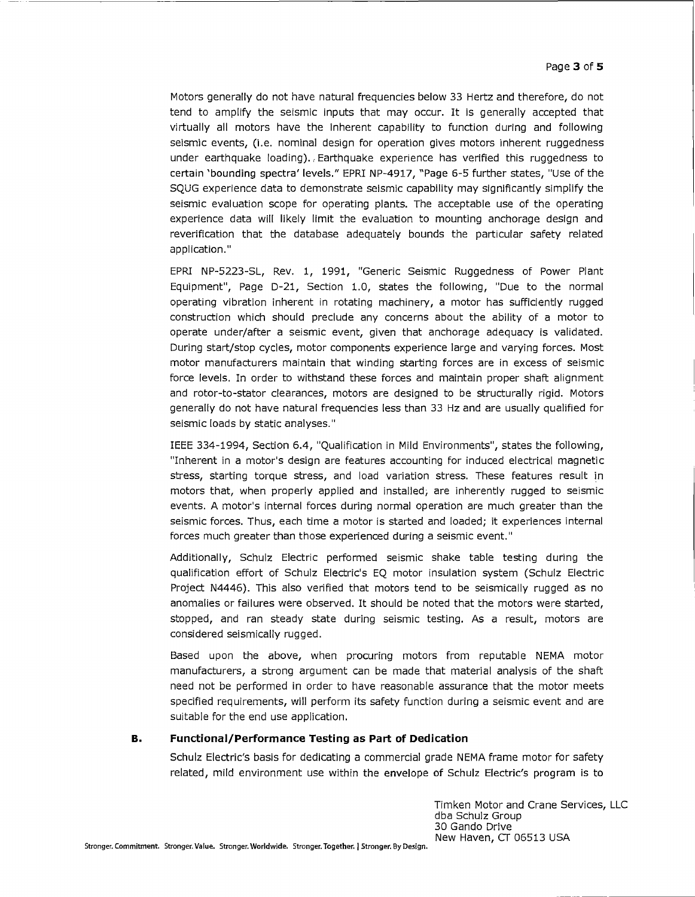Motors generally do not have natural frequencies below 33 Hertz and therefore, do not tend to amplify the seismic inputs that may occur. It is generally accepted that virtually all motors have the inherent capability to function during and following seismic events, (i.e. nominal design for operation gives motors inherent ruggedness under earthquake loading). Earthquake experience has verified this ruggedness to certain 'bounding spectra' levels." EPRI NP-4917, "Page 6-5 further states, "Use of the SQUG experience data to demonstrate seismic capability may significantly simplify the seismic evaluation scope for operating plants. The acceptable use of the operating experience data will likely limit the evaluation to mounting anchorage design and reverification that the database adequately bounds the particular safety related application."

EPRI NP-5223-SL, Rev. 1, 1991, "Generic Seismic Ruggedness of Power Plant Equipment", Page D-21, Section 1.0, states the following, "Due to the normal operating vibration inherent in rotating machinery, a motor has sufficiently rugged construction which should preclude any concerns about the ability of a motor to operate under/after a seismic event, given that anchorage adequacy is validated. During start/stop cycles, motor components experience large and varying forces. Most motor manufacturers maintain that winding starting forces are in excess of seismic force levels. In order to withstand these forces and maintain proper shaft alignment and rotor-to-stator clearances, motors are designed to be structurally rigid. Motors generally do not have natural frequencies less than 33 Hz and are usually qualified for seismic loads by static analyses."

IEEE 334-1994, Section 6.4, "Qualification in Mild Environments", states the following, "Inherent in a motor's design are features accounting for induced electrical magnetic stress, starting torque stress, and load variation stress. These features result in motors that, when properly applied and installed; are inherently rugged to seismic events. A motor's internal forces during normal operation are much greater than the seismic forces. Thus, each time a motor is started and loaded; it experiences internal forces much greater than those experienced during a seismic event."

Additionally, Schulz Electric performed seismic shake table testing during the qualification effort of Schulz Electric's EQ motor insulation system (Schulz Electric Project N4446). This also verified that motors tend to be seismically rugged as no anomalies or failures were observed. It should be noted that the motors were started, stopped, and ran steady state during seismic testing. As a result, motors are considered seismically rugged.

Based upon the above, when procuring motors from reputable NEMA motor manufacturers, a strong argument can be made that material analysis of the shaft need not be performed in order to have reasonable assurance that the motor meets specified requirements, will perform its safety function during a seismic event and are suitable for the end use application.

### B. Functional/Performance Testing as Part of Dedication

Schulz Electric's basis for dedicating a commercial grade NEMA frame motor for safety related, mild environment use within the envelope of Schulz Electric's program is to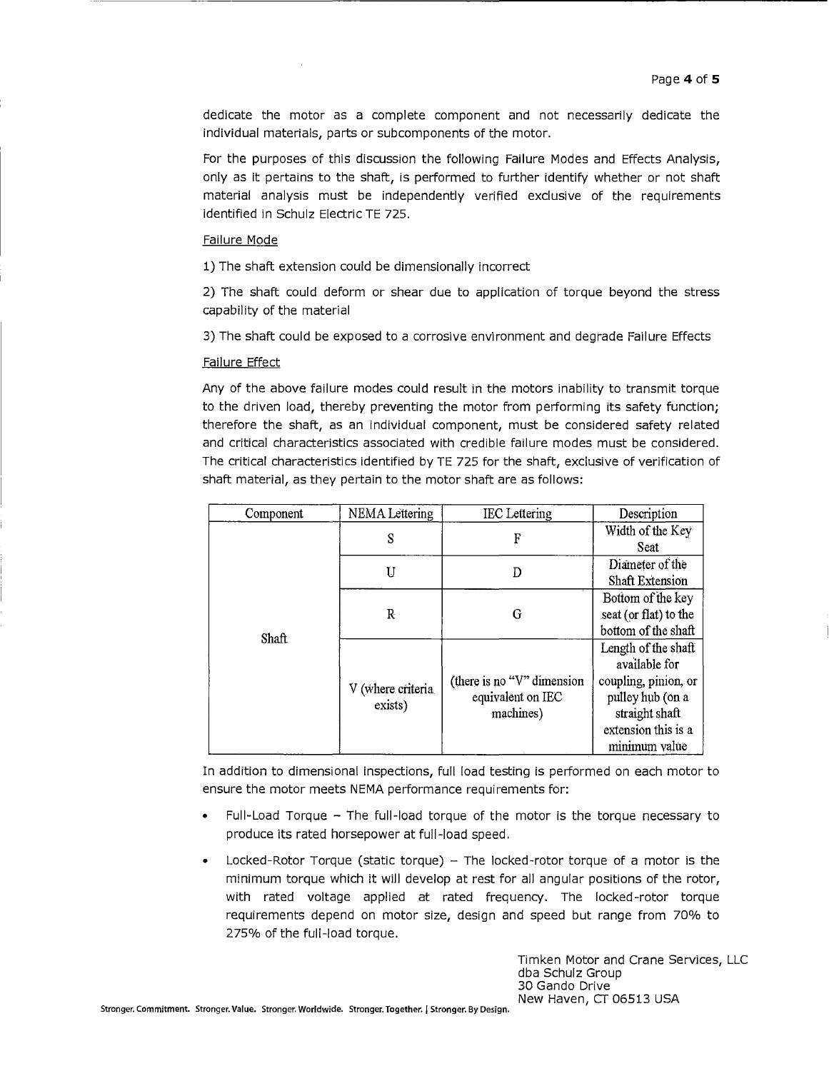dedicate the motor as a complete component and not necessarily dedicate the individual materials, parts or subcomponents of the motor.

For the purposes of this discussion the following Failure Modes and Effects Analysis, only as it pertains to the shaft, is performed to further identify whether or not shaft material analysis must be independently verified exclusive of the requirements identified in Schulz Electric TE 725.

Failure Mode

1) The shaft extension could be dimensionally incorrect

2) The shaft could deform or shear due to application of torque beyond the stress capability of the material

3) The shaft could be exposed to a corrosive environment and degrade Failure Effects

Failure Effect

Any of the above failure modes could result in the motors inability to transmit torque to the driven load, thereby preventing the motor from performing its safety function; therefore the shaft, as an individual component, must be considered safety related and critical characteristics associated with credible failure modes must be considered. The critical characteristics identified by TE 725 for the shaft, exclusive of verification of shaft material, as they pertain to the motor shaft are as follows:

| Component | NEMA Lettering | IEC Lettering | Description |
|---|---|---|---|
| Shaft | S | F | Width of the Key Seat |
| | U | D | Diameter of the Shaft Extension |
| | R | G | Bottom of the key seat (or flat) to the bottom of the shaft |
| | V (where criteria exists) | (there is no "V" dimension equivalent on IEC machines) | Length of the shaft available for coupling, pinion, or pulley hub (on a straight shaft extension this is a minimum value |

In addition to dimensional inspections, full load testing is performed on each motor to ensure the motor meets NEMA performance requirements for:

- Full-Load Torque – The full-load torque of the motor is the torque necessary to produce its rated horsepower at full-load speed.
- Locked-Rotor Torque (static torque) – The locked-rotor torque of a motor is the minimum torque which it will develop at rest for all angular positions of the rotor, with rated voltage applied at rated frequency. The locked-rotor torque requirements depend on motor size, design and speed but range from 70% to 275% of the full-load torque.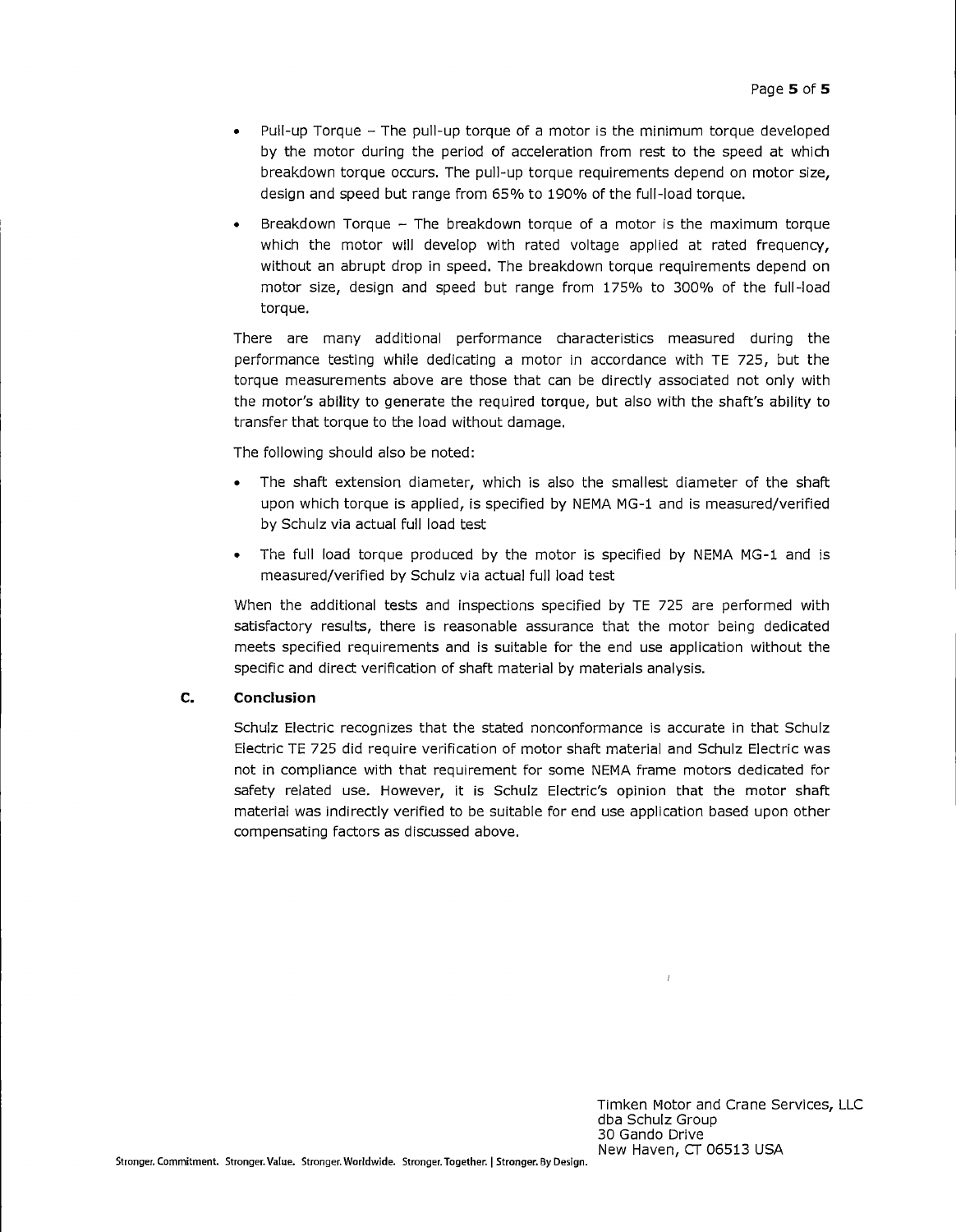- Pull-up Torque – The pull-up torque of a motor is the minimum torque developed by the motor during the period of acceleration from rest to the speed at which breakdown torque occurs. The pull-up torque requirements depend on motor size, design and speed but range from 65% to 190% of the full-load torque.
- Breakdown Torque – The breakdown torque of a motor is the maximum torque which the motor will develop with rated voltage applied at rated frequency, without an abrupt drop in speed. The breakdown torque requirements depend on motor size, design and speed but range from 175% to 300% of the full-load torque.

There are many additional performance characteristics measured during the performance testing while dedicating a motor in accordance with TE 725, but the torque measurements above are those that can be directly associated not only with the motor's ability to generate the required torque, but also with the shaft's ability to transfer that torque to the load without damage.

The following should also be noted:

- The shaft extension diameter, which is also the smallest diameter of the shaft upon which torque is applied, is specified by NEMA MG-1 and is measured/verified by Schulz via actual full load test
- The full load torque produced by the motor is specified by NEMA MG-1 and is measured/verified by Schulz via actual full load test

When the additional tests and inspections specified by TE 725 are performed with satisfactory results, there is reasonable assurance that the motor being dedicated meets specified requirements and is suitable for the end use application without the specific and direct verification of shaft material by materials analysis.

### C. Conclusion

Schulz Electric recognizes that the stated nonconformance is accurate in that Schulz Electric TE 725 did require verification of motor shaft material and Schulz Electric was not in compliance with that requirement for some NEMA frame motors dedicated for safety related use. However, it is Schulz Electric's opinion that the motor shaft material was indirectly verified to be suitable for end use application based upon other compensating factors as discussed above.

Timken Motor and Crane Services, LLC
dba Schulz Group
30 Gando Drive
New Haven, CT 06513 USA

Stronger. Commitment. Stronger. Value. Stronger. Worldwide. Stronger. Together. | Stronger. By Design.